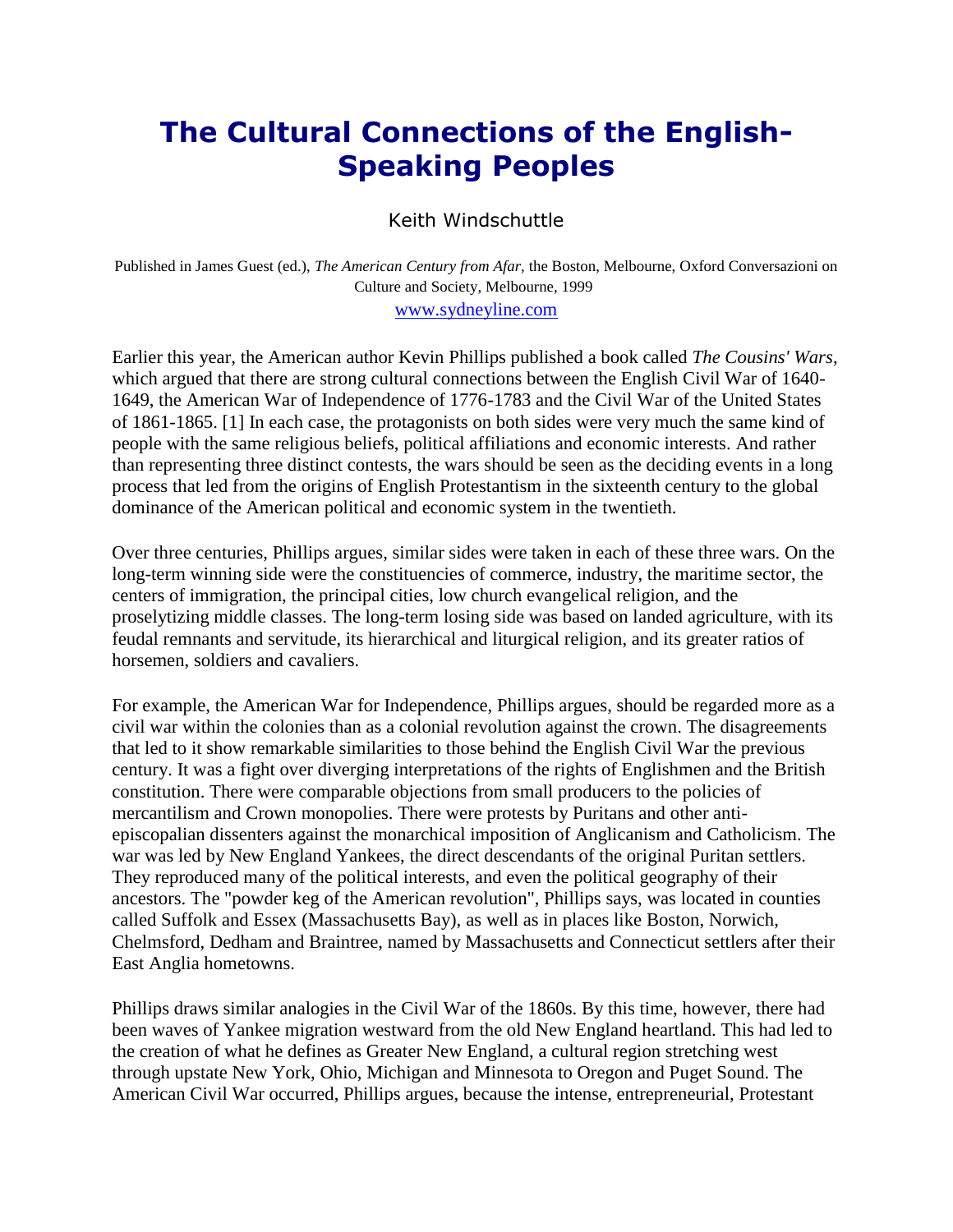# The Cultural Connections of the English-Speaking Peoples

Keith Windschuttle

Published in James Guest (ed.), *The American Century from Afar,* the Boston, Melbourne, Oxford Conversazioni on Culture and Society, Melbourne, 1999

www.sydneyline.com

Earlier this year, the American author Kevin Phillips published a book called *The Cousins' Wars*, which argued that there are strong cultural connections between the English Civil War of 1640-1649, the American War of Independence of 1776-1783 and the Civil War of the United States of 1861-1865. [1] In each case, the protagonists on both sides were very much the same kind of people with the same religious beliefs, political affiliations and economic interests. And rather than representing three distinct contests, the wars should be seen as the deciding events in a long process that led from the origins of English Protestantism in the sixteenth century to the global dominance of the American political and economic system in the twentieth.

Over three centuries, Phillips argues, similar sides were taken in each of these three wars. On the long-term winning side were the constituencies of commerce, industry, the maritime sector, the centers of immigration, the principal cities, low church evangelical religion, and the proselytizing middle classes. The long-term losing side was based on landed agriculture, with its feudal remnants and servitude, its hierarchical and liturgical religion, and its greater ratios of horsemen, soldiers and cavaliers.

For example, the American War for Independence, Phillips argues, should be regarded more as a civil war within the colonies than as a colonial revolution against the crown. The disagreements that led to it show remarkable similarities to those behind the English Civil War the previous century. It was a fight over diverging interpretations of the rights of Englishmen and the British constitution. There were comparable objections from small producers to the policies of mercantilism and Crown monopolies. There were protests by Puritans and other anti-episcopalian dissenters against the monarchical imposition of Anglicanism and Catholicism. The war was led by New England Yankees, the direct descendants of the original Puritan settlers. They reproduced many of the political interests, and even the political geography of their ancestors. The "powder keg of the American revolution", Phillips says, was located in counties called Suffolk and Essex (Massachusetts Bay), as well as in places like Boston, Norwich, Chelmsford, Dedham and Braintree, named by Massachusetts and Connecticut settlers after their East Anglia hometowns.

Phillips draws similar analogies in the Civil War of the 1860s. By this time, however, there had been waves of Yankee migration westward from the old New England heartland. This had led to the creation of what he defines as Greater New England, a cultural region stretching west through upstate New York, Ohio, Michigan and Minnesota to Oregon and Puget Sound. The American Civil War occurred, Phillips argues, because the intense, entrepreneurial, Protestant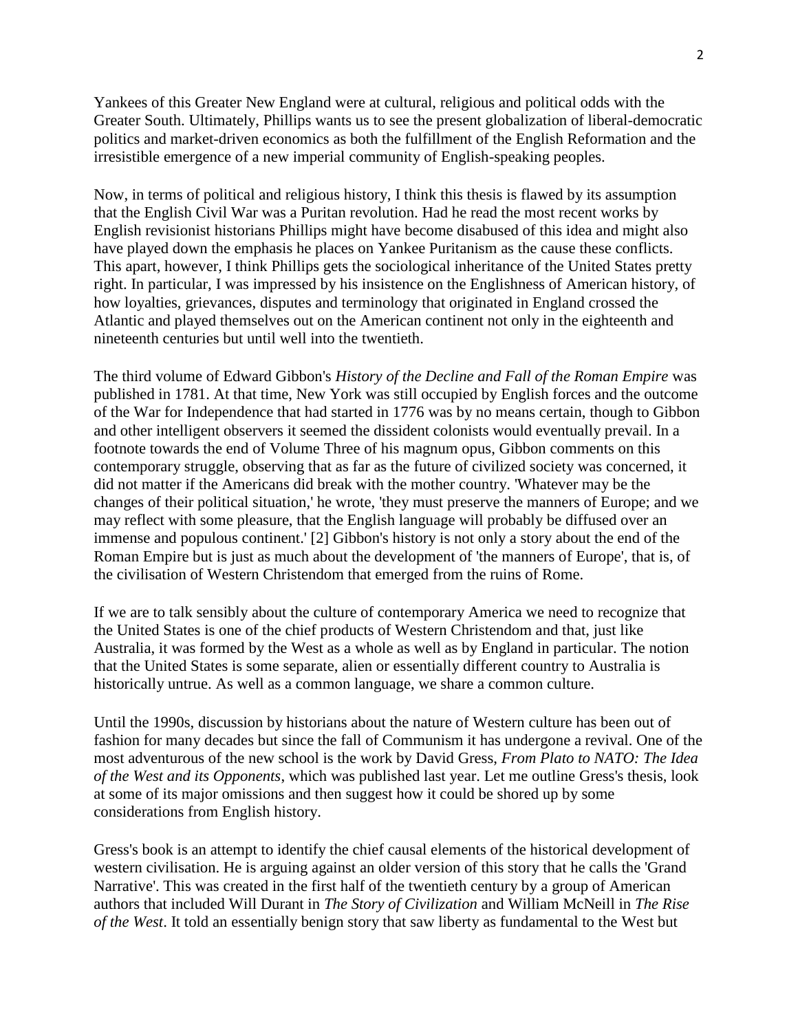Yankees of this Greater New England were at cultural, religious and political odds with the Greater South. Ultimately, Phillips wants us to see the present globalization of liberal-democratic politics and market-driven economics as both the fulfillment of the English Reformation and the irresistible emergence of a new imperial community of English-speaking peoples.

Now, in terms of political and religious history, I think this thesis is flawed by its assumption that the English Civil War was a Puritan revolution. Had he read the most recent works by English revisionist historians Phillips might have become disabused of this idea and might also have played down the emphasis he places on Yankee Puritanism as the cause these conflicts. This apart, however, I think Phillips gets the sociological inheritance of the United States pretty right. In particular, I was impressed by his insistence on the Englishness of American history, of how loyalties, grievances, disputes and terminology that originated in England crossed the Atlantic and played themselves out on the American continent not only in the eighteenth and nineteenth centuries but until well into the twentieth.

The third volume of Edward Gibbon's *History of the Decline and Fall of the Roman Empire* was published in 1781. At that time, New York was still occupied by English forces and the outcome of the War for Independence that had started in 1776 was by no means certain, though to Gibbon and other intelligent observers it seemed the dissident colonists would eventually prevail. In a footnote towards the end of Volume Three of his magnum opus, Gibbon comments on this contemporary struggle, observing that as far as the future of civilized society was concerned, it did not matter if the Americans did break with the mother country. 'Whatever may be the changes of their political situation,' he wrote, 'they must preserve the manners of Europe; and we may reflect with some pleasure, that the English language will probably be diffused over an immense and populous continent.' [2] Gibbon's history is not only a story about the end of the Roman Empire but is just as much about the development of 'the manners of Europe', that is, of the civilisation of Western Christendom that emerged from the ruins of Rome.

If we are to talk sensibly about the culture of contemporary America we need to recognize that the United States is one of the chief products of Western Christendom and that, just like Australia, it was formed by the West as a whole as well as by England in particular. The notion that the United States is some separate, alien or essentially different country to Australia is historically untrue. As well as a common language, we share a common culture.

Until the 1990s, discussion by historians about the nature of Western culture has been out of fashion for many decades but since the fall of Communism it has undergone a revival. One of the most adventurous of the new school is the work by David Gress, *From Plato to NATO: The Idea of the West and its Opponents*, which was published last year. Let me outline Gress's thesis, look at some of its major omissions and then suggest how it could be shored up by some considerations from English history.

Gress's book is an attempt to identify the chief causal elements of the historical development of western civilisation. He is arguing against an older version of this story that he calls the 'Grand Narrative'. This was created in the first half of the twentieth century by a group of American authors that included Will Durant in *The Story of Civilization* and William McNeill in *The Rise of the West*. It told an essentially benign story that saw liberty as fundamental to the West but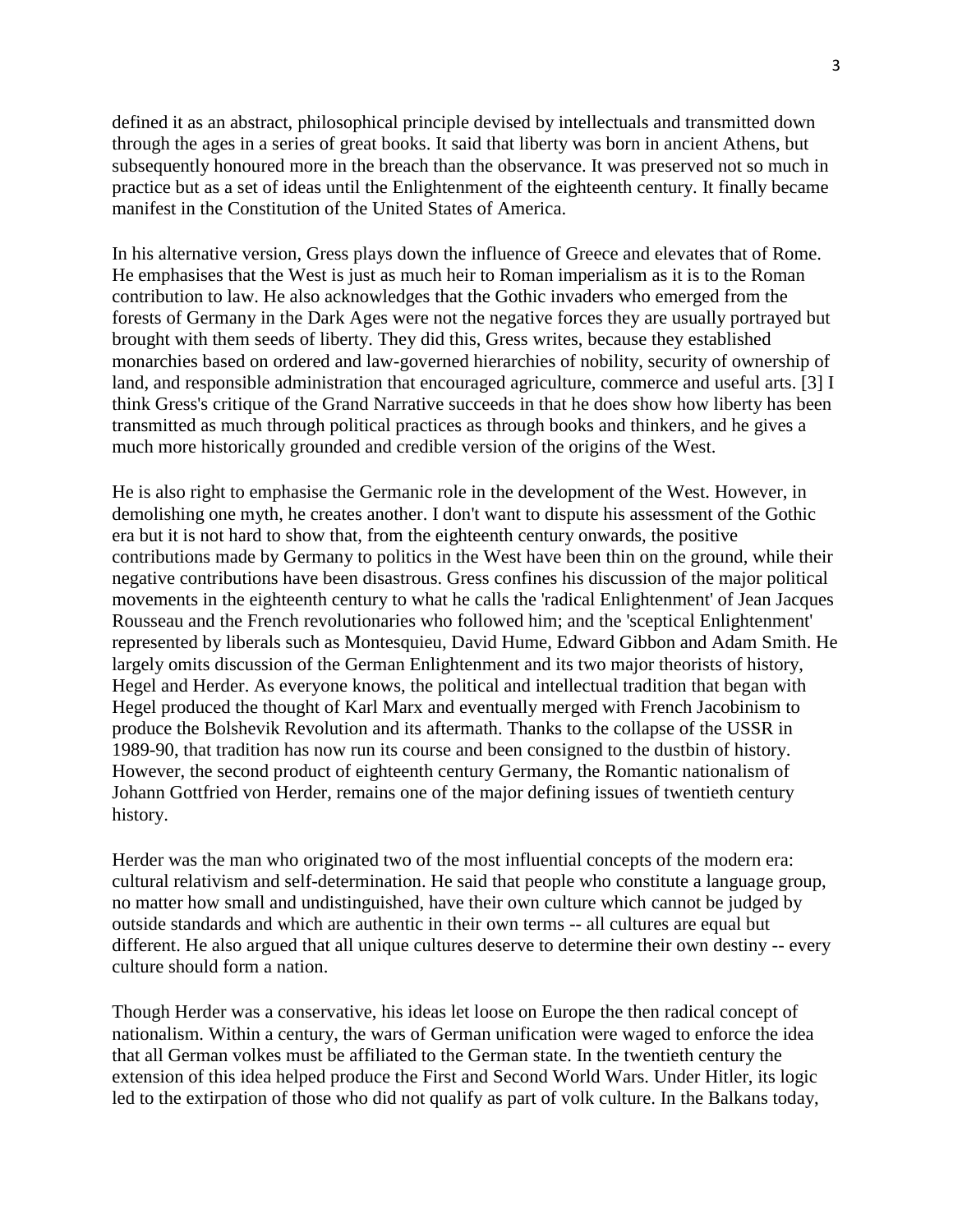defined it as an abstract, philosophical principle devised by intellectuals and transmitted down through the ages in a series of great books. It said that liberty was born in ancient Athens, but subsequently honoured more in the breach than the observance. It was preserved not so much in practice but as a set of ideas until the Enlightenment of the eighteenth century. It finally became manifest in the Constitution of the United States of America.

In his alternative version, Gress plays down the influence of Greece and elevates that of Rome. He emphasises that the West is just as much heir to Roman imperialism as it is to the Roman contribution to law. He also acknowledges that the Gothic invaders who emerged from the forests of Germany in the Dark Ages were not the negative forces they are usually portrayed but brought with them seeds of liberty. They did this, Gress writes, because they established monarchies based on ordered and law-governed hierarchies of nobility, security of ownership of land, and responsible administration that encouraged agriculture, commerce and useful arts. [3] I think Gress's critique of the Grand Narrative succeeds in that he does show how liberty has been transmitted as much through political practices as through books and thinkers, and he gives a much more historically grounded and credible version of the origins of the West.

He is also right to emphasise the Germanic role in the development of the West. However, in demolishing one myth, he creates another. I don't want to dispute his assessment of the Gothic era but it is not hard to show that, from the eighteenth century onwards, the positive contributions made by Germany to politics in the West have been thin on the ground, while their negative contributions have been disastrous. Gress confines his discussion of the major political movements in the eighteenth century to what he calls the 'radical Enlightenment' of Jean Jacques Rousseau and the French revolutionaries who followed him; and the 'sceptical Enlightenment' represented by liberals such as Montesquieu, David Hume, Edward Gibbon and Adam Smith. He largely omits discussion of the German Enlightenment and its two major theorists of history, Hegel and Herder. As everyone knows, the political and intellectual tradition that began with Hegel produced the thought of Karl Marx and eventually merged with French Jacobinism to produce the Bolshevik Revolution and its aftermath. Thanks to the collapse of the USSR in 1989-90, that tradition has now run its course and been consigned to the dustbin of history. However, the second product of eighteenth century Germany, the Romantic nationalism of Johann Gottfried von Herder, remains one of the major defining issues of twentieth century history.

Herder was the man who originated two of the most influential concepts of the modern era: cultural relativism and self-determination. He said that people who constitute a language group, no matter how small and undistinguished, have their own culture which cannot be judged by outside standards and which are authentic in their own terms -- all cultures are equal but different. He also argued that all unique cultures deserve to determine their own destiny -- every culture should form a nation.

Though Herder was a conservative, his ideas let loose on Europe the then radical concept of nationalism. Within a century, the wars of German unification were waged to enforce the idea that all German volkes must be affiliated to the German state. In the twentieth century the extension of this idea helped produce the First and Second World Wars. Under Hitler, its logic led to the extirpation of those who did not qualify as part of volk culture. In the Balkans today,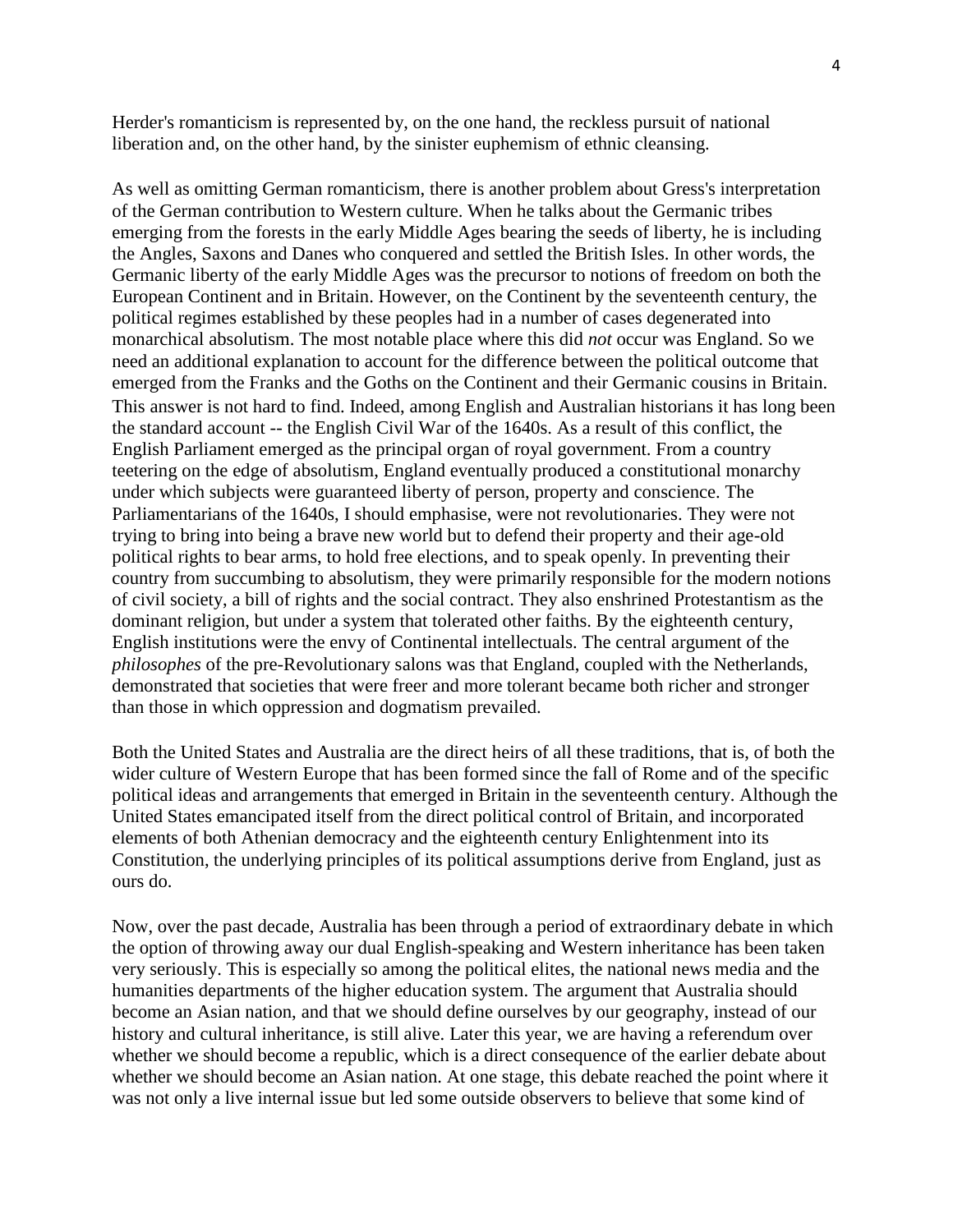Herder's romanticism is represented by, on the one hand, the reckless pursuit of national liberation and, on the other hand, by the sinister euphemism of ethnic cleansing.

As well as omitting German romanticism, there is another problem about Gress's interpretation of the German contribution to Western culture. When he talks about the Germanic tribes emerging from the forests in the early Middle Ages bearing the seeds of liberty, he is including the Angles, Saxons and Danes who conquered and settled the British Isles. In other words, the Germanic liberty of the early Middle Ages was the precursor to notions of freedom on both the European Continent and in Britain. However, on the Continent by the seventeenth century, the political regimes established by these peoples had in a number of cases degenerated into monarchical absolutism. The most notable place where this did *not* occur was England. So we need an additional explanation to account for the difference between the political outcome that emerged from the Franks and the Goths on the Continent and their Germanic cousins in Britain. This answer is not hard to find. Indeed, among English and Australian historians it has long been the standard account -- the English Civil War of the 1640s. As a result of this conflict, the English Parliament emerged as the principal organ of royal government. From a country teetering on the edge of absolutism, England eventually produced a constitutional monarchy under which subjects were guaranteed liberty of person, property and conscience. The Parliamentarians of the 1640s, I should emphasise, were not revolutionaries. They were not trying to bring into being a brave new world but to defend their property and their age-old political rights to bear arms, to hold free elections, and to speak openly. In preventing their country from succumbing to absolutism, they were primarily responsible for the modern notions of civil society, a bill of rights and the social contract. They also enshrined Protestantism as the dominant religion, but under a system that tolerated other faiths. By the eighteenth century, English institutions were the envy of Continental intellectuals. The central argument of the *philosophes* of the pre-Revolutionary salons was that England, coupled with the Netherlands, demonstrated that societies that were freer and more tolerant became both richer and stronger than those in which oppression and dogmatism prevailed.

Both the United States and Australia are the direct heirs of all these traditions, that is, of both the wider culture of Western Europe that has been formed since the fall of Rome and of the specific political ideas and arrangements that emerged in Britain in the seventeenth century. Although the United States emancipated itself from the direct political control of Britain, and incorporated elements of both Athenian democracy and the eighteenth century Enlightenment into its Constitution, the underlying principles of its political assumptions derive from England, just as ours do.

Now, over the past decade, Australia has been through a period of extraordinary debate in which the option of throwing away our dual English-speaking and Western inheritance has been taken very seriously. This is especially so among the political elites, the national news media and the humanities departments of the higher education system. The argument that Australia should become an Asian nation, and that we should define ourselves by our geography, instead of our history and cultural inheritance, is still alive. Later this year, we are having a referendum over whether we should become a republic, which is a direct consequence of the earlier debate about whether we should become an Asian nation. At one stage, this debate reached the point where it was not only a live internal issue but led some outside observers to believe that some kind of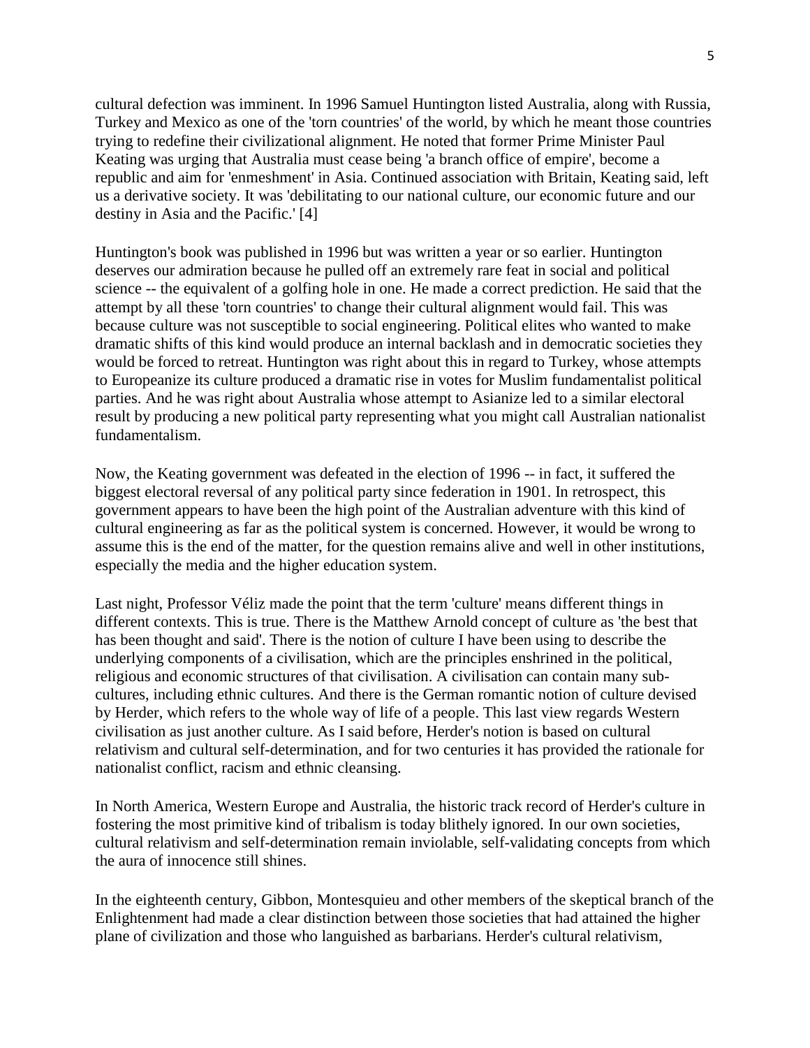cultural defection was imminent. In 1996 Samuel Huntington listed Australia, along with Russia, Turkey and Mexico as one of the 'torn countries' of the world, by which he meant those countries trying to redefine their civilizational alignment. He noted that former Prime Minister Paul Keating was urging that Australia must cease being 'a branch office of empire', become a republic and aim for 'enmeshment' in Asia. Continued association with Britain, Keating said, left us a derivative society. It was 'debilitating to our national culture, our economic future and our destiny in Asia and the Pacific.' [4]

Huntington's book was published in 1996 but was written a year or so earlier. Huntington deserves our admiration because he pulled off an extremely rare feat in social and political science -- the equivalent of a golfing hole in one. He made a correct prediction. He said that the attempt by all these 'torn countries' to change their cultural alignment would fail. This was because culture was not susceptible to social engineering. Political elites who wanted to make dramatic shifts of this kind would produce an internal backlash and in democratic societies they would be forced to retreat. Huntington was right about this in regard to Turkey, whose attempts to Europeanize its culture produced a dramatic rise in votes for Muslim fundamentalist political parties. And he was right about Australia whose attempt to Asianize led to a similar electoral result by producing a new political party representing what you might call Australian nationalist fundamentalism.

Now, the Keating government was defeated in the election of 1996 -- in fact, it suffered the biggest electoral reversal of any political party since federation in 1901. In retrospect, this government appears to have been the high point of the Australian adventure with this kind of cultural engineering as far as the political system is concerned. However, it would be wrong to assume this is the end of the matter, for the question remains alive and well in other institutions, especially the media and the higher education system.

Last night, Professor Véliz made the point that the term 'culture' means different things in different contexts. This is true. There is the Matthew Arnold concept of culture as 'the best that has been thought and said'. There is the notion of culture I have been using to describe the underlying components of a civilisation, which are the principles enshrined in the political, religious and economic structures of that civilisation. A civilisation can contain many sub-cultures, including ethnic cultures. And there is the German romantic notion of culture devised by Herder, which refers to the whole way of life of a people. This last view regards Western civilisation as just another culture. As I said before, Herder's notion is based on cultural relativism and cultural self-determination, and for two centuries it has provided the rationale for nationalist conflict, racism and ethnic cleansing.

In North America, Western Europe and Australia, the historic track record of Herder's culture in fostering the most primitive kind of tribalism is today blithely ignored. In our own societies, cultural relativism and self-determination remain inviolable, self-validating concepts from which the aura of innocence still shines.

In the eighteenth century, Gibbon, Montesquieu and other members of the skeptical branch of the Enlightenment had made a clear distinction between those societies that had attained the higher plane of civilization and those who languished as barbarians. Herder's cultural relativism,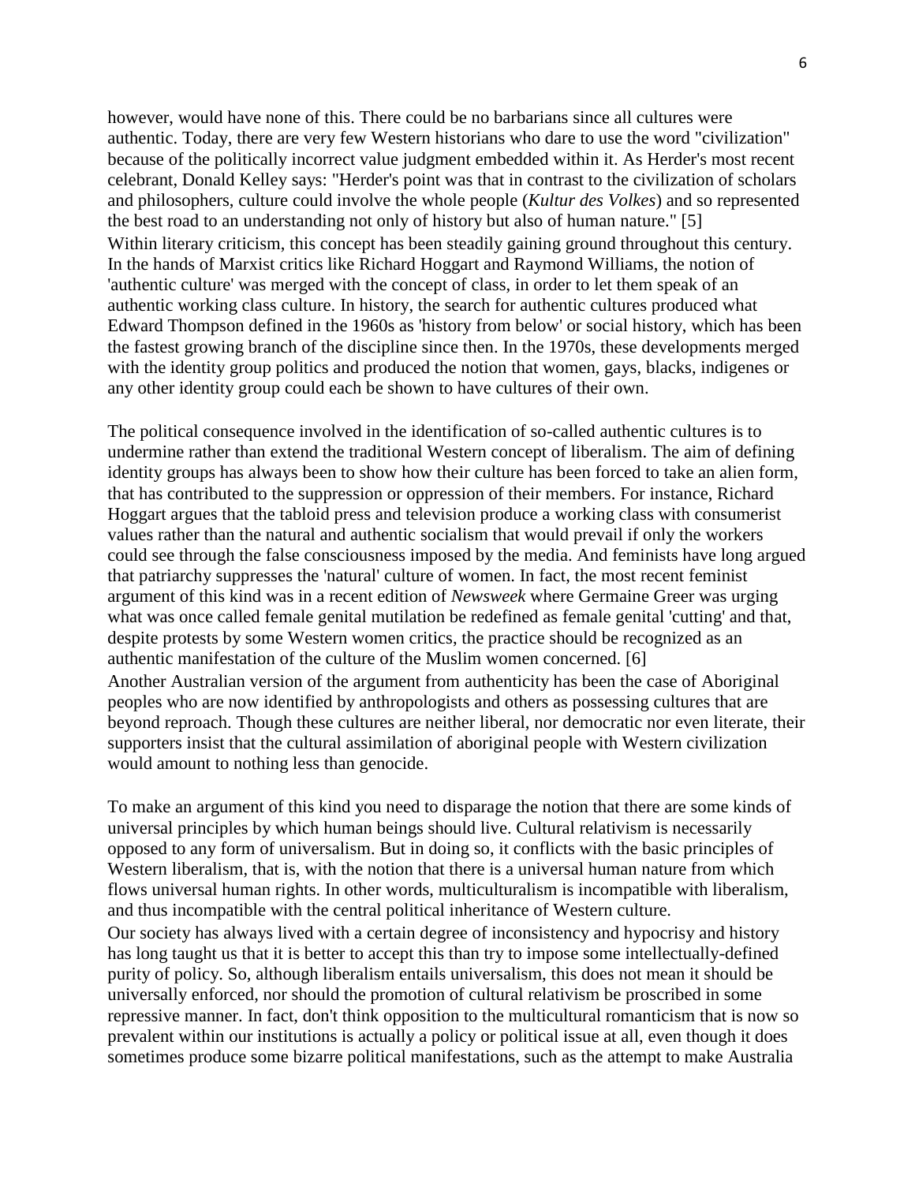however, would have none of this. There could be no barbarians since all cultures were authentic. Today, there are very few Western historians who dare to use the word "civilization" because of the politically incorrect value judgment embedded within it. As Herder's most recent celebrant, Donald Kelley says: "Herder's point was that in contrast to the civilization of scholars and philosophers, culture could involve the whole people (*Kultur des Volkes*) and so represented the best road to an understanding not only of history but also of human nature." [5]

Within literary criticism, this concept has been steadily gaining ground throughout this century. In the hands of Marxist critics like Richard Hoggart and Raymond Williams, the notion of 'authentic culture' was merged with the concept of class, in order to let them speak of an authentic working class culture. In history, the search for authentic cultures produced what Edward Thompson defined in the 1960s as 'history from below' or social history, which has been the fastest growing branch of the discipline since then. In the 1970s, these developments merged with the identity group politics and produced the notion that women, gays, blacks, indigenes or any other identity group could each be shown to have cultures of their own.

The political consequence involved in the identification of so-called authentic cultures is to undermine rather than extend the traditional Western concept of liberalism. The aim of defining identity groups has always been to show how their culture has been forced to take an alien form, that has contributed to the suppression or oppression of their members. For instance, Richard Hoggart argues that the tabloid press and television produce a working class with consumerist values rather than the natural and authentic socialism that would prevail if only the workers could see through the false consciousness imposed by the media. And feminists have long argued that patriarchy suppresses the 'natural' culture of women. In fact, the most recent feminist argument of this kind was in a recent edition of *Newsweek* where Germaine Greer was urging what was once called female genital mutilation be redefined as female genital 'cutting' and that, despite protests by some Western women critics, the practice should be recognized as an authentic manifestation of the culture of the Muslim women concerned. [6]

Another Australian version of the argument from authenticity has been the case of Aboriginal peoples who are now identified by anthropologists and others as possessing cultures that are beyond reproach. Though these cultures are neither liberal, nor democratic nor even literate, their supporters insist that the cultural assimilation of aboriginal people with Western civilization would amount to nothing less than genocide.

To make an argument of this kind you need to disparage the notion that there are some kinds of universal principles by which human beings should live. Cultural relativism is necessarily opposed to any form of universalism. But in doing so, it conflicts with the basic principles of Western liberalism, that is, with the notion that there is a universal human nature from which flows universal human rights. In other words, multiculturalism is incompatible with liberalism, and thus incompatible with the central political inheritance of Western culture.

Our society has always lived with a certain degree of inconsistency and hypocrisy and history has long taught us that it is better to accept this than try to impose some intellectually-defined purity of policy. So, although liberalism entails universalism, this does not mean it should be universally enforced, nor should the promotion of cultural relativism be proscribed in some repressive manner. In fact, don't think opposition to the multicultural romanticism that is now so prevalent within our institutions is actually a policy or political issue at all, even though it does sometimes produce some bizarre political manifestations, such as the attempt to make Australia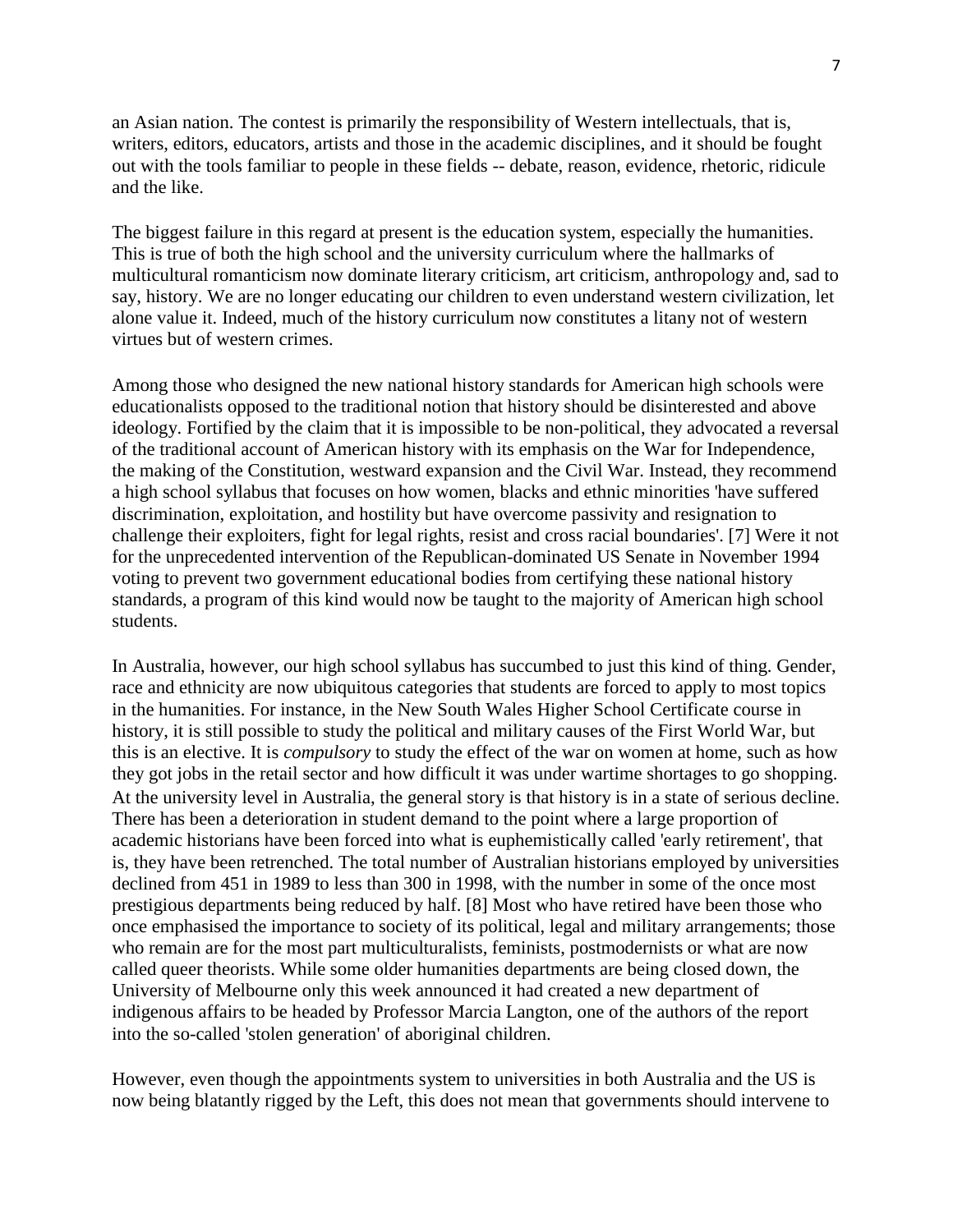an Asian nation. The contest is primarily the responsibility of Western intellectuals, that is, writers, editors, educators, artists and those in the academic disciplines, and it should be fought out with the tools familiar to people in these fields -- debate, reason, evidence, rhetoric, ridicule and the like.

The biggest failure in this regard at present is the education system, especially the humanities. This is true of both the high school and the university curriculum where the hallmarks of multicultural romanticism now dominate literary criticism, art criticism, anthropology and, sad to say, history. We are no longer educating our children to even understand western civilization, let alone value it. Indeed, much of the history curriculum now constitutes a litany not of western virtues but of western crimes.

Among those who designed the new national history standards for American high schools were educationalists opposed to the traditional notion that history should be disinterested and above ideology. Fortified by the claim that it is impossible to be non-political, they advocated a reversal of the traditional account of American history with its emphasis on the War for Independence, the making of the Constitution, westward expansion and the Civil War. Instead, they recommend a high school syllabus that focuses on how women, blacks and ethnic minorities 'have suffered discrimination, exploitation, and hostility but have overcome passivity and resignation to challenge their exploiters, fight for legal rights, resist and cross racial boundaries'. [7] Were it not for the unprecedented intervention of the Republican-dominated US Senate in November 1994 voting to prevent two government educational bodies from certifying these national history standards, a program of this kind would now be taught to the majority of American high school students.

In Australia, however, our high school syllabus has succumbed to just this kind of thing. Gender, race and ethnicity are now ubiquitous categories that students are forced to apply to most topics in the humanities. For instance, in the New South Wales Higher School Certificate course in history, it is still possible to study the political and military causes of the First World War, but this is an elective. It is *compulsory* to study the effect of the war on women at home, such as how they got jobs in the retail sector and how difficult it was under wartime shortages to go shopping. At the university level in Australia, the general story is that history is in a state of serious decline. There has been a deterioration in student demand to the point where a large proportion of academic historians have been forced into what is euphemistically called 'early retirement', that is, they have been retrenched. The total number of Australian historians employed by universities declined from 451 in 1989 to less than 300 in 1998, with the number in some of the once most prestigious departments being reduced by half. [8] Most who have retired have been those who once emphasised the importance to society of its political, legal and military arrangements; those who remain are for the most part multiculturalists, feminists, postmodernists or what are now called queer theorists. While some older humanities departments are being closed down, the University of Melbourne only this week announced it had created a new department of indigenous affairs to be headed by Professor Marcia Langton, one of the authors of the report into the so-called 'stolen generation' of aboriginal children.

However, even though the appointments system to universities in both Australia and the US is now being blatantly rigged by the Left, this does not mean that governments should intervene to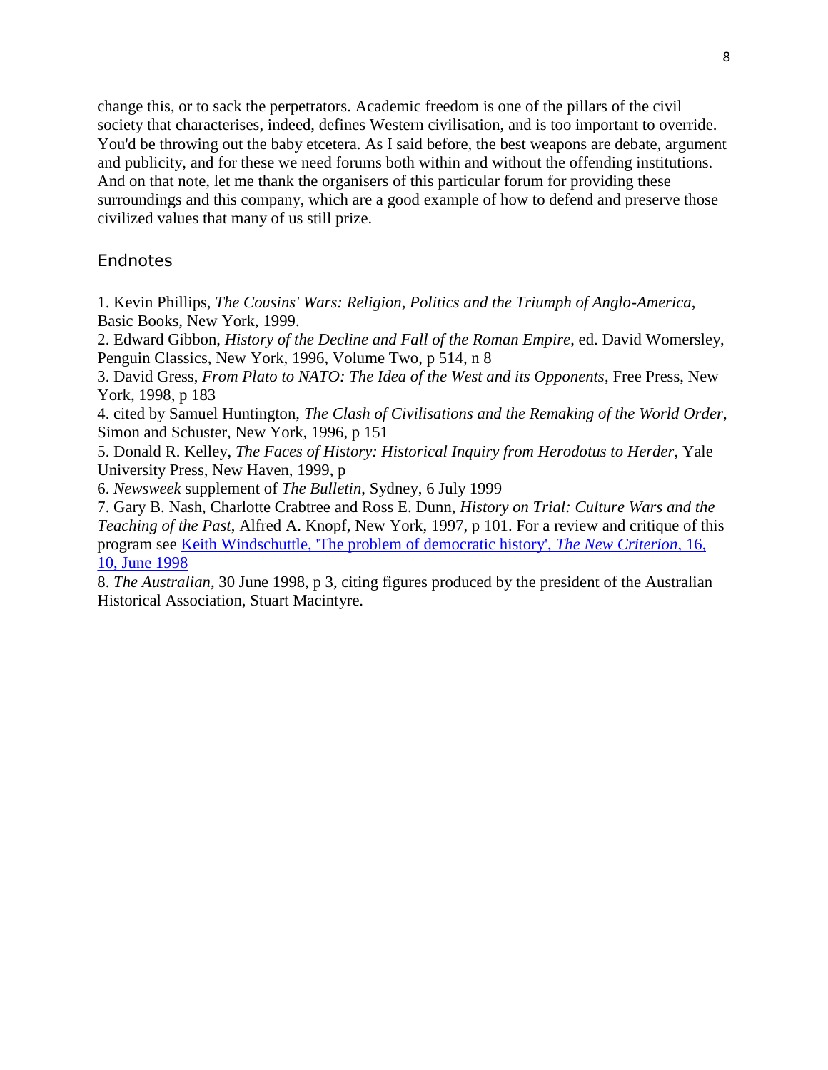change this, or to sack the perpetrators. Academic freedom is one of the pillars of the civil society that characterises, indeed, defines Western civilisation, and is too important to override. You'd be throwing out the baby etcetera. As I said before, the best weapons are debate, argument and publicity, and for these we need forums both within and without the offending institutions. And on that note, let me thank the organisers of this particular forum for providing these surroundings and this company, which are a good example of how to defend and preserve those civilized values that many of us still prize.

## Endnotes

1. Kevin Phillips, *The Cousins' Wars: Religion, Politics and the Triumph of Anglo-America*, Basic Books, New York, 1999.
2. Edward Gibbon, *History of the Decline and Fall of the Roman Empire*, ed. David Womersley, Penguin Classics, New York, 1996, Volume Two, p 514, n 8
3. David Gress, *From Plato to NATO: The Idea of the West and its Opponents*, Free Press, New York, 1998, p 183
4. cited by Samuel Huntington, *The Clash of Civilisations and the Remaking of the World Order*, Simon and Schuster, New York, 1996, p 151
5. Donald R. Kelley, *The Faces of History: Historical Inquiry from Herodotus to Herder*, Yale University Press, New Haven, 1999, p
6. *Newsweek* supplement of *The Bulletin*, Sydney, 6 July 1999
7. Gary B. Nash, Charlotte Crabtree and Ross E. Dunn, *History on Trial: Culture Wars and the Teaching of the Past*, Alfred A. Knopf, New York, 1997, p 101. For a review and critique of this program see Keith Windschuttle, 'The problem of democratic history', *The New Criterion*, 16, 10, June 1998
8. *The Australian*, 30 June 1998, p 3, citing figures produced by the president of the Australian Historical Association, Stuart Macintyre.